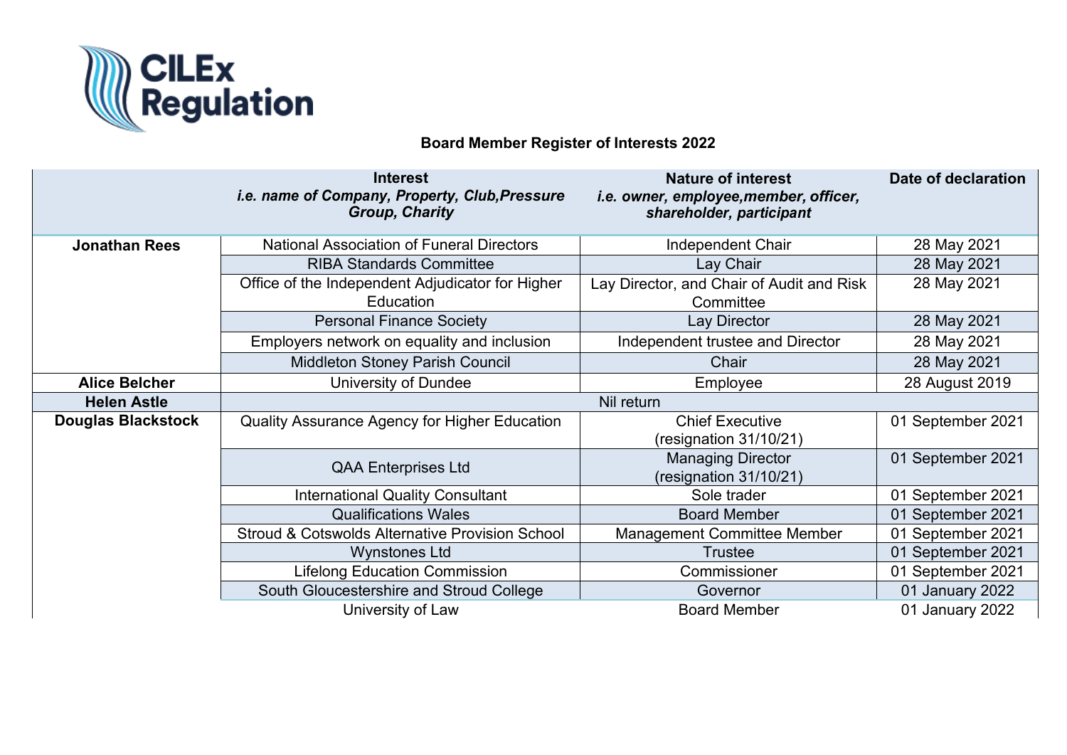CILEx Regulation

## Board Member Register of Interests 2022

| | Interest<br>*i.e. name of Company, Property, Club,Pressure Group, Charity* | Nature of interest<br>*i.e. owner, employee,member, officer, shareholder, participant* | Date of declaration |
|---|---|---|---|
| **Jonathan Rees** | National Association of Funeral Directors | Independent Chair | 28 May 2021 |
| | RIBA Standards Committee | Lay Chair | 28 May 2021 |
| | Office of the Independent Adjudicator for Higher Education | Lay Director, and Chair of Audit and Risk Committee | 28 May 2021 |
| | Personal Finance Society | Lay Director | 28 May 2021 |
| | Employers network on equality and inclusion | Independent trustee and Director | 28 May 2021 |
| | Middleton Stoney Parish Council | Chair | 28 May 2021 |
| **Alice Belcher** | University of Dundee | Employee | 28 August 2019 |
| **Helen Astle** | Nil return | | |
| **Douglas Blackstock** | Quality Assurance Agency for Higher Education | Chief Executive<br>(resignation 31/10/21) | 01 September 2021 |
| | QAA Enterprises Ltd | Managing Director<br>(resignation 31/10/21) | 01 September 2021 |
| | International Quality Consultant | Sole trader | 01 September 2021 |
| | Qualifications Wales | Board Member | 01 September 2021 |
| | Stroud & Cotswolds Alternative Provision School | Management Committee Member | 01 September 2021 |
| | Wynstones Ltd | Trustee | 01 September 2021 |
| | Lifelong Education Commission | Commissioner | 01 September 2021 |
| | South Gloucestershire and Stroud College | Governor | 01 January 2022 |
| | University of Law | Board Member | 01 January 2022 |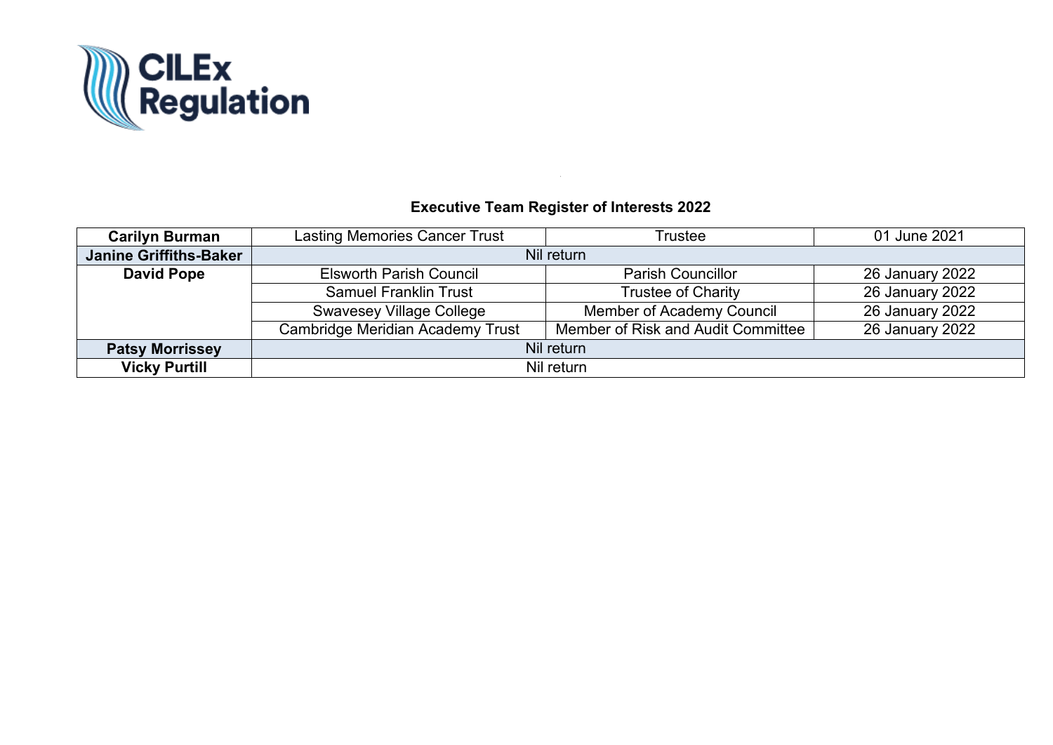CILEx Regulation

## Executive Team Register of Interests 2022

| | | | |
|---|---|---|---|
| **Carilyn Burman** | Lasting Memories Cancer Trust | Trustee | 01 June 2021 |
| **Janine Griffiths-Baker** | Nil return | | |
| **David Pope** | Elsworth Parish Council | Parish Councillor | 26 January 2022 |
| | Samuel Franklin Trust | Trustee of Charity | 26 January 2022 |
| | Swavesey Village College | Member of Academy Council | 26 January 2022 |
| | Cambridge Meridian Academy Trust | Member of Risk and Audit Committee | 26 January 2022 |
| **Patsy Morrissey** | Nil return | | |
| **Vicky Purtill** | Nil return | | |